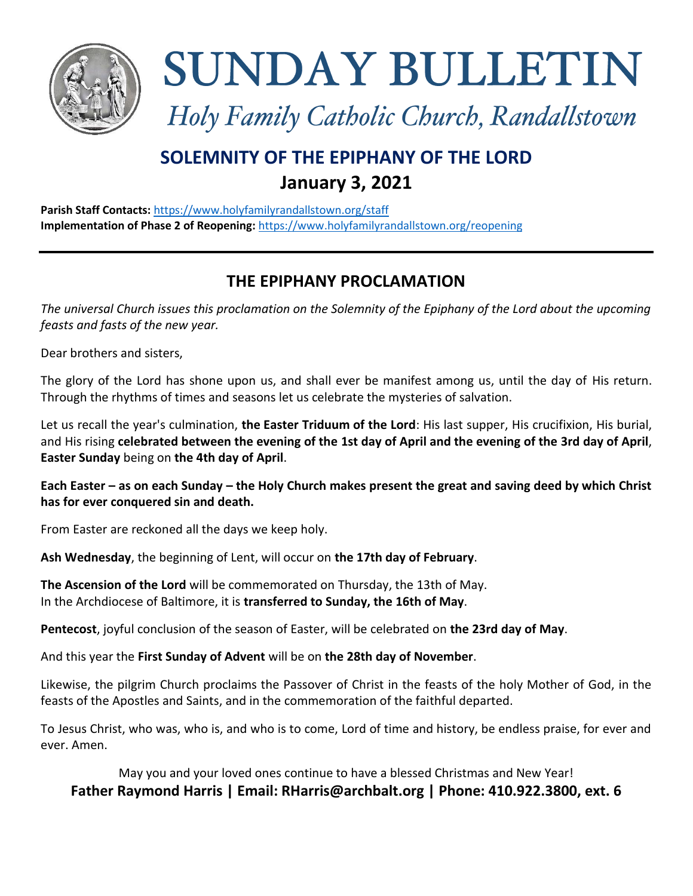# SUNDAY BULLETIN

*Holy Family Catholic Church, Randallstown*

## SOLEMNITY OF THE EPIPHANY OF THE LORD
## January 3, 2021

**Parish Staff Contacts:** https://www.holyfamilyrandallstown.org/staff
**Implementation of Phase 2 of Reopening:** https://www.holyfamilyrandallstown.org/reopening

---

## THE EPIPHANY PROCLAMATION

*The universal Church issues this proclamation on the Solemnity of the Epiphany of the Lord about the upcoming feasts and fasts of the new year.*

Dear brothers and sisters,

The glory of the Lord has shone upon us, and shall ever be manifest among us, until the day of His return. Through the rhythms of times and seasons let us celebrate the mysteries of salvation.

Let us recall the year's culmination, **the Easter Triduum of the Lord**: His last supper, His crucifixion, His burial, and His rising **celebrated between the evening of the 1st day of April and the evening of the 3rd day of April**, **Easter Sunday** being on **the 4th day of April**.

**Each Easter – as on each Sunday – the Holy Church makes present the great and saving deed by which Christ has for ever conquered sin and death.**

From Easter are reckoned all the days we keep holy.

**Ash Wednesday**, the beginning of Lent, will occur on **the 17th day of February**.

**The Ascension of the Lord** will be commemorated on Thursday, the 13th of May.
In the Archdiocese of Baltimore, it is **transferred to Sunday, the 16th of May**.

**Pentecost**, joyful conclusion of the season of Easter, will be celebrated on **the 23rd day of May**.

And this year the **First Sunday of Advent** will be on **the 28th day of November**.

Likewise, the pilgrim Church proclaims the Passover of Christ in the feasts of the holy Mother of God, in the feasts of the Apostles and Saints, and in the commemoration of the faithful departed.

To Jesus Christ, who was, who is, and who is to come, Lord of time and history, be endless praise, for ever and ever. Amen.

May you and your loved ones continue to have a blessed Christmas and New Year!
**Father Raymond Harris | Email: RHarris@archbalt.org | Phone: 410.922.3800, ext. 6**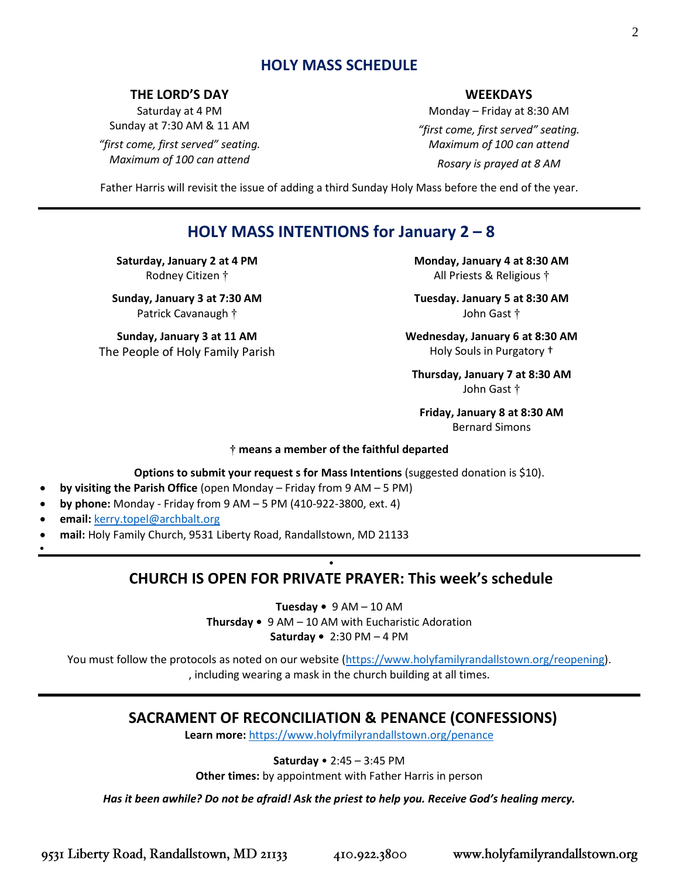## HOLY MASS SCHEDULE

**THE LORD'S DAY**

Saturday at 4 PM
Sunday at 7:30 AM & 11 AM

*"first come, first served" seating. Maximum of 100 can attend*

**WEEKDAYS**

Monday – Friday at 8:30 AM

*"first come, first served" seating. Maximum of 100 can attend*

*Rosary is prayed at 8 AM*

Father Harris will revisit the issue of adding a third Sunday Holy Mass before the end of the year.

---

## HOLY MASS INTENTIONS for January 2 – 8

**Saturday, January 2 at 4 PM**
Rodney Citizen †

**Sunday, January 3 at 7:30 AM**
Patrick Cavanaugh †

**Sunday, January 3 at 11 AM**
The People of Holy Family Parish

**Monday, January 4 at 8:30 AM**
All Priests & Religious †

**Tuesday. January 5 at 8:30 AM**
John Gast †

**Wednesday, January 6 at 8:30 AM**
Holy Souls in Purgatory †

**Thursday, January 7 at 8:30 AM**
John Gast †

**Friday, January 8 at 8:30 AM**
Bernard Simons

**† means a member of the faithful departed**

**Options to submit your request s for Mass Intentions** (suggested donation is $10).

- **by visiting the Parish Office** (open Monday – Friday from 9 AM – 5 PM)
- **by phone:** Monday - Friday from 9 AM – 5 PM (410-922-3800, ext. 4)
- **email:** kerry.topel@archbalt.org
- **mail:** Holy Family Church, 9531 Liberty Road, Randallstown, MD 21133

---

## CHURCH IS OPEN FOR PRIVATE PRAYER: This week's schedule

**Tuesday** • 9 AM – 10 AM
**Thursday** • 9 AM – 10 AM with Eucharistic Adoration
**Saturday** • 2:30 PM – 4 PM

You must follow the protocols as noted on our website (https://www.holyfamilyrandallstown.org/reopening). , including wearing a mask in the church building at all times.

---

## SACRAMENT OF RECONCILIATION & PENANCE (CONFESSIONS)

**Learn more:** https://www.holyfmilyrandallstown.org/penance

**Saturday** • 2:45 – 3:45 PM
**Other times:** by appointment with Father Harris in person

***Has it been awhile? Do not be afraid! Ask the priest to help you. Receive God's healing mercy.***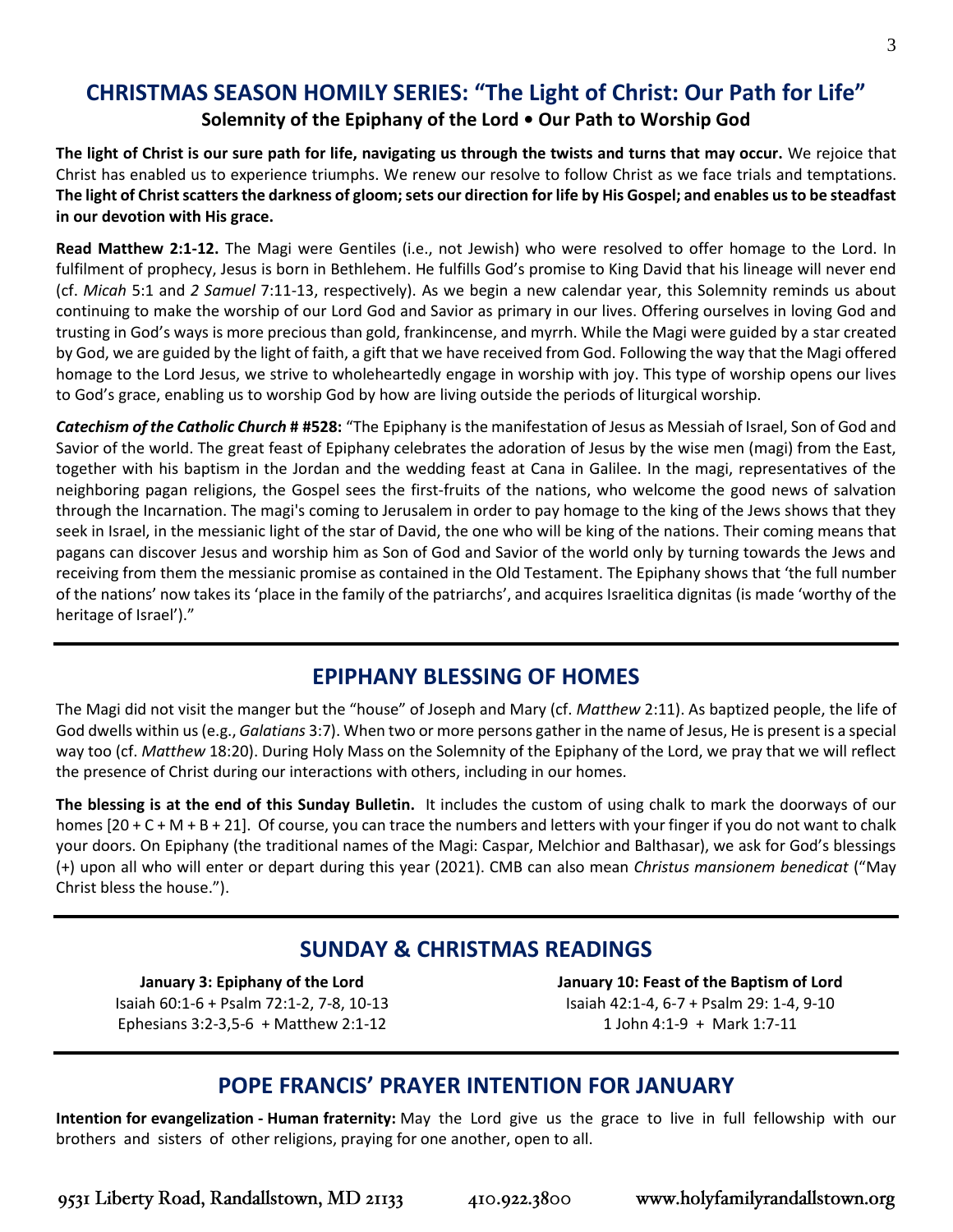# CHRISTMAS SEASON HOMILY SERIES: "The Light of Christ: Our Path for Life"

### Solemnity of the Epiphany of the Lord • Our Path to Worship God

**The light of Christ is our sure path for life, navigating us through the twists and turns that may occur.** We rejoice that Christ has enabled us to experience triumphs. We renew our resolve to follow Christ as we face trials and temptations. **The light of Christ scatters the darkness of gloom; sets our direction for life by His Gospel; and enables us to be steadfast in our devotion with His grace.**

**Read Matthew 2:1-12.** The Magi were Gentiles (i.e., not Jewish) who were resolved to offer homage to the Lord. In fulfilment of prophecy, Jesus is born in Bethlehem. He fulfills God's promise to King David that his lineage will never end (cf. *Micah* 5:1 and *2 Samuel* 7:11-13, respectively). As we begin a new calendar year, this Solemnity reminds us about continuing to make the worship of our Lord God and Savior as primary in our lives. Offering ourselves in loving God and trusting in God's ways is more precious than gold, frankincense, and myrrh. While the Magi were guided by a star created by God, we are guided by the light of faith, a gift that we have received from God. Following the way that the Magi offered homage to the Lord Jesus, we strive to wholeheartedly engage in worship with joy. This type of worship opens our lives to God's grace, enabling us to worship God by how are living outside the periods of liturgical worship.

***Catechism of the Catholic Church* # #528:** "The Epiphany is the manifestation of Jesus as Messiah of Israel, Son of God and Savior of the world. The great feast of Epiphany celebrates the adoration of Jesus by the wise men (magi) from the East, together with his baptism in the Jordan and the wedding feast at Cana in Galilee. In the magi, representatives of the neighboring pagan religions, the Gospel sees the first-fruits of the nations, who welcome the good news of salvation through the Incarnation. The magi's coming to Jerusalem in order to pay homage to the king of the Jews shows that they seek in Israel, in the messianic light of the star of David, the one who will be king of the nations. Their coming means that pagans can discover Jesus and worship him as Son of God and Savior of the world only by turning towards the Jews and receiving from them the messianic promise as contained in the Old Testament. The Epiphany shows that 'the full number of the nations' now takes its 'place in the family of the patriarchs', and acquires Israelitica dignitas (is made 'worthy of the heritage of Israel')."

## EPIPHANY BLESSING OF HOMES

The Magi did not visit the manger but the "house" of Joseph and Mary (cf. *Matthew* 2:11). As baptized people, the life of God dwells within us (e.g., *Galatians* 3:7). When two or more persons gather in the name of Jesus, He is present is a special way too (cf. *Matthew* 18:20). During Holy Mass on the Solemnity of the Epiphany of the Lord, we pray that we will reflect the presence of Christ during our interactions with others, including in our homes.

**The blessing is at the end of this Sunday Bulletin.** It includes the custom of using chalk to mark the doorways of our homes [20 + C + M + B + 21]. Of course, you can trace the numbers and letters with your finger if you do not want to chalk your doors. On Epiphany (the traditional names of the Magi: Caspar, Melchior and Balthasar), we ask for God's blessings (+) upon all who will enter or depart during this year (2021). CMB can also mean *Christus mansionem benedicat* ("May Christ bless the house.").

## SUNDAY & CHRISTMAS READINGS

**January 3: Epiphany of the Lord**
Isaiah 60:1-6 + Psalm 72:1-2, 7-8, 10-13
Ephesians 3:2-3,5-6 + Matthew 2:1-12

**January 10: Feast of the Baptism of Lord**
Isaiah 42:1-4, 6-7 + Psalm 29: 1-4, 9-10
1 John 4:1-9 + Mark 1:7-11

## POPE FRANCIS' PRAYER INTENTION FOR JANUARY

**Intention for evangelization - Human fraternity:** May the Lord give us the grace to live in full fellowship with our brothers and sisters of other religions, praying for one another, open to all.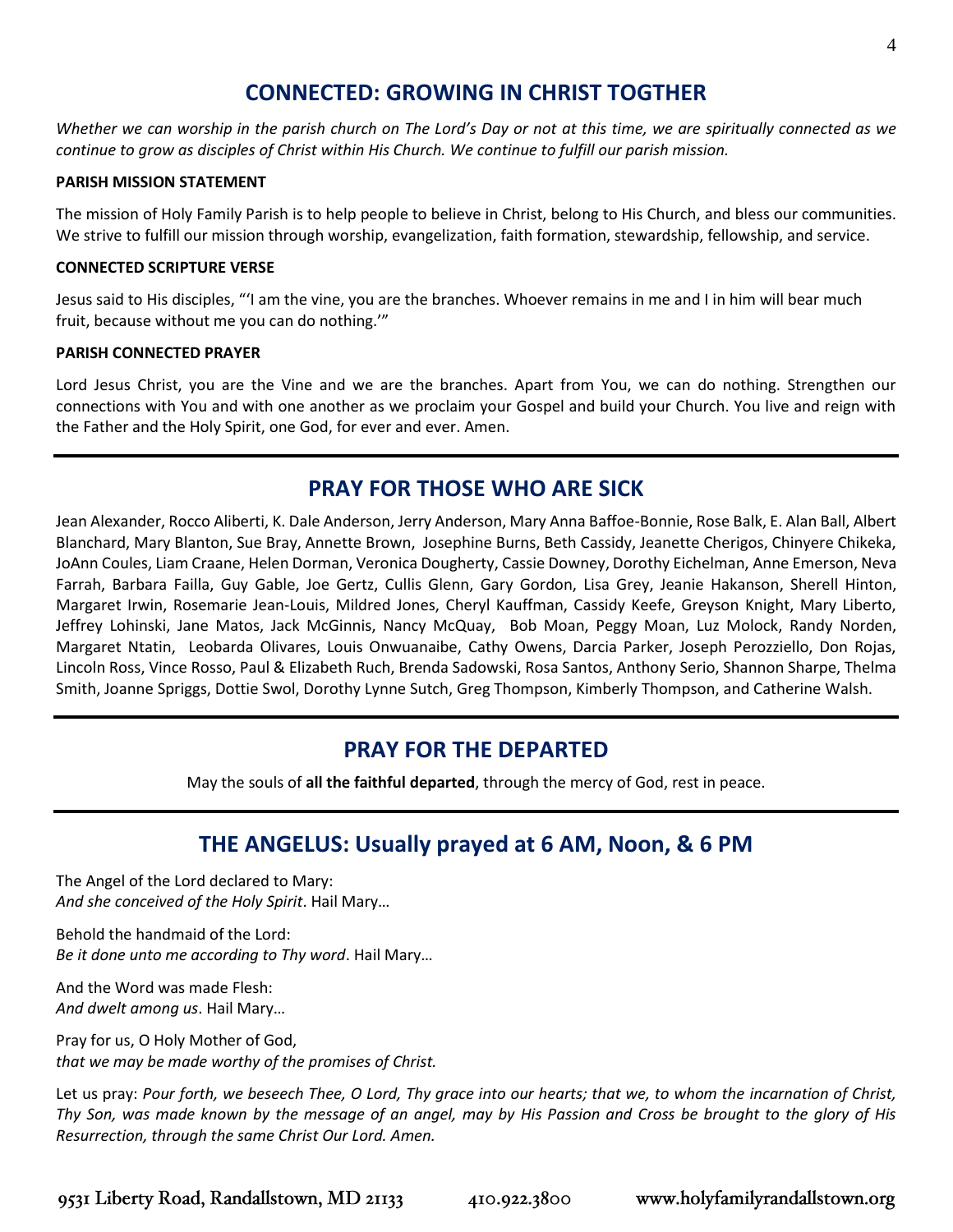## CONNECTED: GROWING IN CHRIST TOGTHER

*Whether we can worship in the parish church on The Lord's Day or not at this time, we are spiritually connected as we continue to grow as disciples of Christ within His Church. We continue to fulfill our parish mission.*

**PARISH MISSION STATEMENT**

The mission of Holy Family Parish is to help people to believe in Christ, belong to His Church, and bless our communities. We strive to fulfill our mission through worship, evangelization, faith formation, stewardship, fellowship, and service.

**CONNECTED SCRIPTURE VERSE**

Jesus said to His disciples, "'I am the vine, you are the branches. Whoever remains in me and I in him will bear much fruit, because without me you can do nothing.'"

**PARISH CONNECTED PRAYER**

Lord Jesus Christ, you are the Vine and we are the branches. Apart from You, we can do nothing. Strengthen our connections with You and with one another as we proclaim your Gospel and build your Church. You live and reign with the Father and the Holy Spirit, one God, for ever and ever. Amen.

## PRAY FOR THOSE WHO ARE SICK

Jean Alexander, Rocco Aliberti, K. Dale Anderson, Jerry Anderson, Mary Anna Baffoe-Bonnie, Rose Balk, E. Alan Ball, Albert Blanchard, Mary Blanton, Sue Bray, Annette Brown, Josephine Burns, Beth Cassidy, Jeanette Cherigos, Chinyere Chikeka, JoAnn Coules, Liam Craane, Helen Dorman, Veronica Dougherty, Cassie Downey, Dorothy Eichelman, Anne Emerson, Neva Farrah, Barbara Failla, Guy Gable, Joe Gertz, Cullis Glenn, Gary Gordon, Lisa Grey, Jeanie Hakanson, Sherell Hinton, Margaret Irwin, Rosemarie Jean-Louis, Mildred Jones, Cheryl Kauffman, Cassidy Keefe, Greyson Knight, Mary Liberto, Jeffrey Lohinski, Jane Matos, Jack McGinnis, Nancy McQuay, Bob Moan, Peggy Moan, Luz Molock, Randy Norden, Margaret Ntatin, Leobarda Olivares, Louis Onwuanaibe, Cathy Owens, Darcia Parker, Joseph Perozziello, Don Rojas, Lincoln Ross, Vince Rosso, Paul & Elizabeth Ruch, Brenda Sadowski, Rosa Santos, Anthony Serio, Shannon Sharpe, Thelma Smith, Joanne Spriggs, Dottie Swol, Dorothy Lynne Sutch, Greg Thompson, Kimberly Thompson, and Catherine Walsh.

## PRAY FOR THE DEPARTED

May the souls of **all the faithful departed**, through the mercy of God, rest in peace.

## THE ANGELUS: Usually prayed at 6 AM, Noon, & 6 PM

The Angel of the Lord declared to Mary:
*And she conceived of the Holy Spirit*. Hail Mary…

Behold the handmaid of the Lord:
*Be it done unto me according to Thy word*. Hail Mary…

And the Word was made Flesh:
*And dwelt among us*. Hail Mary…

Pray for us, O Holy Mother of God,
*that we may be made worthy of the promises of Christ.*

Let us pray: *Pour forth, we beseech Thee, O Lord, Thy grace into our hearts; that we, to whom the incarnation of Christ, Thy Son, was made known by the message of an angel, may by His Passion and Cross be brought to the glory of His Resurrection, through the same Christ Our Lord. Amen.*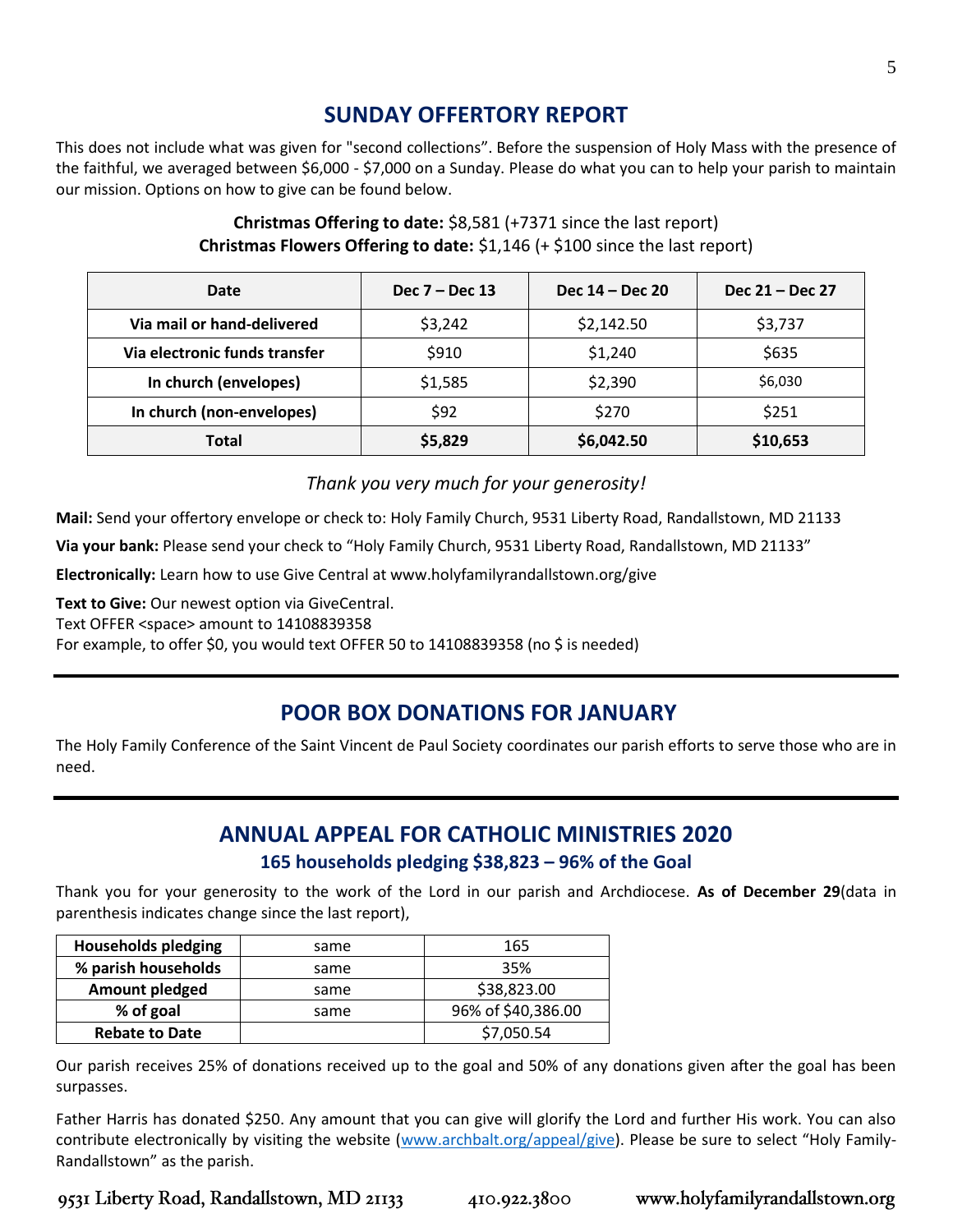## SUNDAY OFFERTORY REPORT

This does not include what was given for "second collections". Before the suspension of Holy Mass with the presence of the faithful, we averaged between $6,000 - $7,000 on a Sunday. Please do what you can to help your parish to maintain our mission. Options on how to give can be found below.

**Christmas Offering to date:** $8,581 (+7371 since the last report)
**Christmas Flowers Offering to date:** $1,146 (+ $100 since the last report)

| Date | Dec 7 – Dec 13 | Dec 14 – Dec 20 | Dec 21 – Dec 27 |
|---|---|---|---|
| **Via mail or hand-delivered** | $3,242 | $2,142.50 | $3,737 |
| **Via electronic funds transfer** | $910 | $1,240 | $635 |
| **In church (envelopes)** | $1,585 | $2,390 | $6,030 |
| **In church (non-envelopes)** | $92 | $270 | $251 |
| **Total** | **$5,829** | **$6,042.50** | **$10,653** |

*Thank you very much for your generosity!*

**Mail:** Send your offertory envelope or check to: Holy Family Church, 9531 Liberty Road, Randallstown, MD 21133

**Via your bank:** Please send your check to "Holy Family Church, 9531 Liberty Road, Randallstown, MD 21133"

**Electronically:** Learn how to use Give Central at www.holyfamilyrandallstown.org/give

**Text to Give:** Our newest option via GiveCentral.
Text OFFER <space> amount to 14108839358
For example, to offer $0, you would text OFFER 50 to 14108839358 (no $ is needed)

## POOR BOX DONATIONS FOR JANUARY

The Holy Family Conference of the Saint Vincent de Paul Society coordinates our parish efforts to serve those who are in need.

## ANNUAL APPEAL FOR CATHOLIC MINISTRIES 2020

### 165 households pledging $38,823 – 96% of the Goal

Thank you for your generosity to the work of the Lord in our parish and Archdiocese. **As of December 29**(data in parenthesis indicates change since the last report),

| | | |
|---|---|---|
| **Households pledging** | same | 165 |
| **% parish households** | same | 35% |
| **Amount pledged** | same | $38,823.00 |
| **% of goal** | same | 96% of $40,386.00 |
| **Rebate to Date** | | $7,050.54 |

Our parish receives 25% of donations received up to the goal and 50% of any donations given after the goal has been surpasses.

Father Harris has donated $250. Any amount that you can give will glorify the Lord and further His work. You can also contribute electronically by visiting the website (www.archbalt.org/appeal/give). Please be sure to select "Holy Family-Randallstown" as the parish.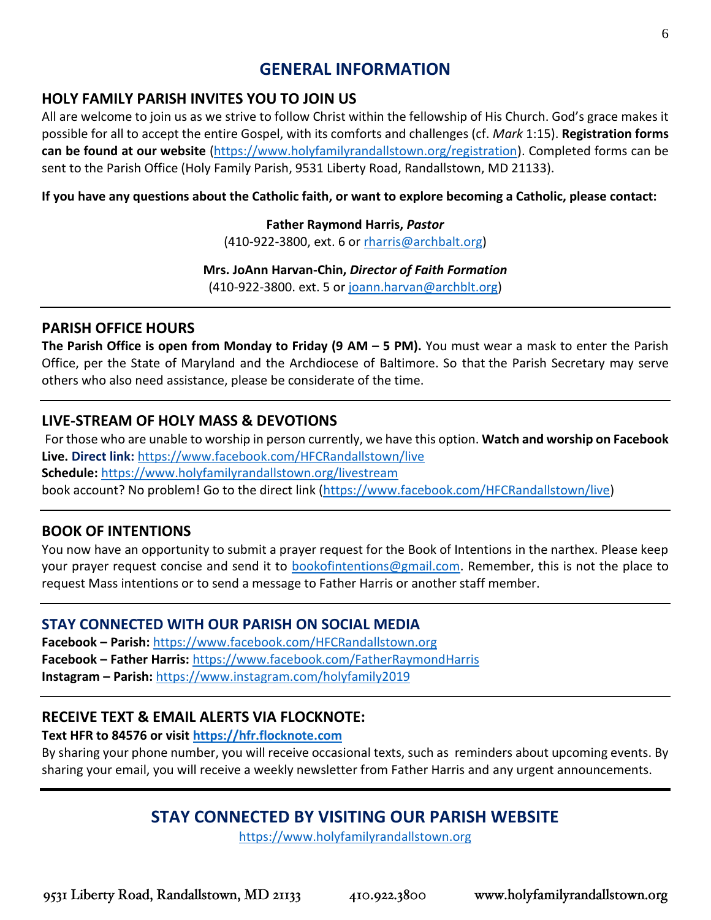## GENERAL INFORMATION

### HOLY FAMILY PARISH INVITES YOU TO JOIN US

All are welcome to join us as we strive to follow Christ within the fellowship of His Church. God's grace makes it possible for all to accept the entire Gospel, with its comforts and challenges (cf. *Mark* 1:15). **Registration forms can be found at our website** (https://www.holyfamilyrandallstown.org/registration). Completed forms can be sent to the Parish Office (Holy Family Parish, 9531 Liberty Road, Randallstown, MD 21133).

**If you have any questions about the Catholic faith, or want to explore becoming a Catholic, please contact:**

**Father Raymond Harris,** ***Pastor***
(410-922-3800, ext. 6 or rharris@archbalt.org)

**Mrs. JoAnn Harvan-Chin,** ***Director of Faith Formation***
(410-922-3800. ext. 5 or joann.harvan@archblt.org)

---

### PARISH OFFICE HOURS

**The Parish Office is open from Monday to Friday (9 AM – 5 PM).** You must wear a mask to enter the Parish Office, per the State of Maryland and the Archdiocese of Baltimore. So that the Parish Secretary may serve others who also need assistance, please be considerate of the time.

---

### LIVE-STREAM OF HOLY MASS & DEVOTIONS

For those who are unable to worship in person currently, we have this option. **Watch and worship on Facebook Live. Direct link:** https://www.facebook.com/HFCRandallstown/live
**Schedule:** https://www.holyfamilyrandallstown.org/livestream
book account? No problem! Go to the direct link (https://www.facebook.com/HFCRandallstown/live)

---

### BOOK OF INTENTIONS

You now have an opportunity to submit a prayer request for the Book of Intentions in the narthex. Please keep your prayer request concise and send it to bookofintentions@gmail.com. Remember, this is not the place to request Mass intentions or to send a message to Father Harris or another staff member.

---

### STAY CONNECTED WITH OUR PARISH ON SOCIAL MEDIA

**Facebook – Parish:** https://www.facebook.com/HFCRandallstown.org
**Facebook – Father Harris:** https://www.facebook.com/FatherRaymondHarris
**Instagram – Parish:** https://www.instagram.com/holyfamily2019

---

### RECEIVE TEXT & EMAIL ALERTS VIA FLOCKNOTE:

**Text HFR to 84576 or visit https://hfr.flocknote.com**

By sharing your phone number, you will receive occasional texts, such as reminders about upcoming events. By sharing your email, you will receive a weekly newsletter from Father Harris and any urgent announcements.

---

## STAY CONNECTED BY VISITING OUR PARISH WEBSITE

https://www.holyfamilyrandallstown.org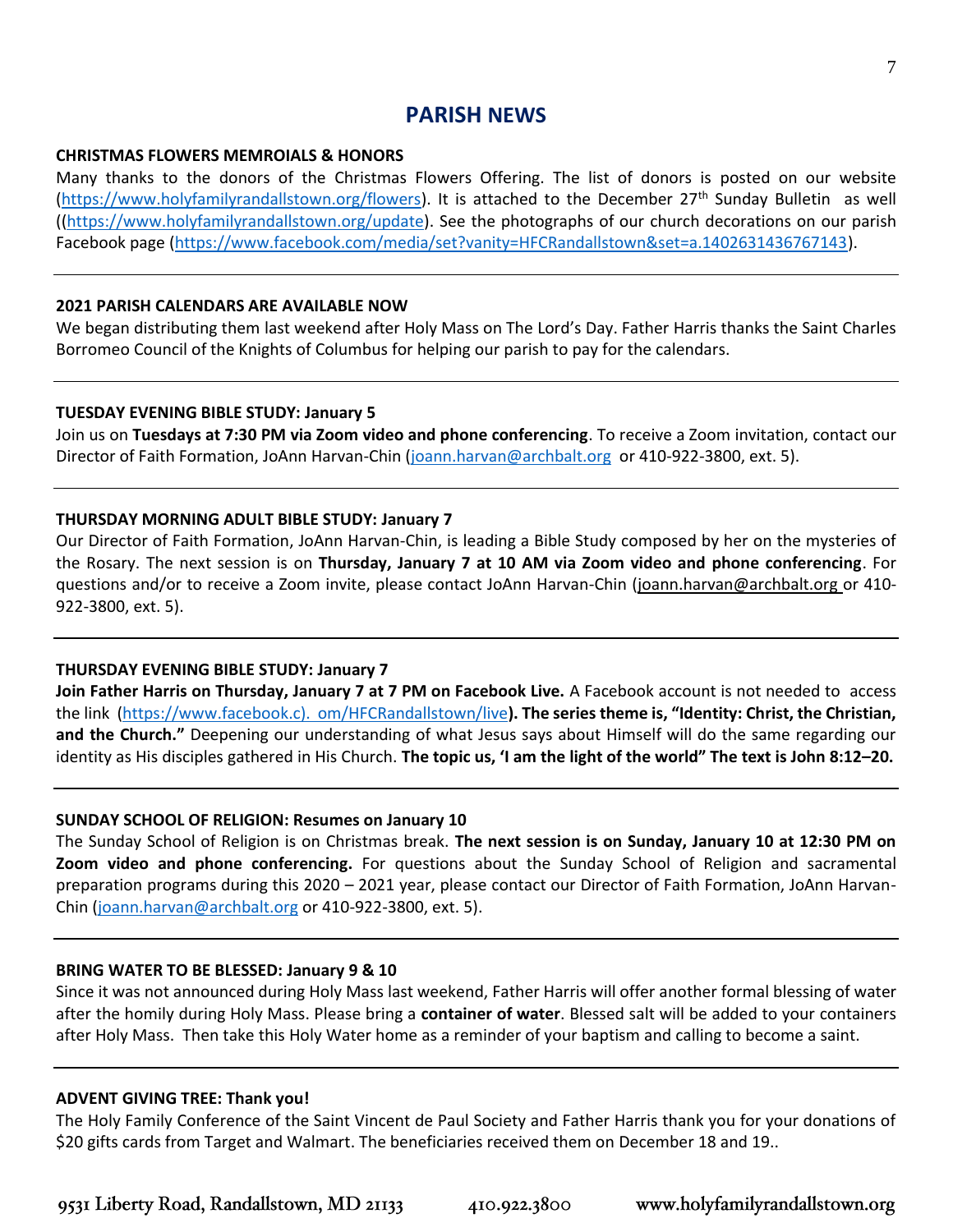# PARISH NEWS

**CHRISTMAS FLOWERS MEMROIALS & HONORS**

Many thanks to the donors of the Christmas Flowers Offering. The list of donors is posted on our website (https://www.holyfamilyrandallstown.org/flowers). It is attached to the December 27th Sunday Bulletin as well ((https://www.holyfamilyrandallstown.org/update). See the photographs of our church decorations on our parish Facebook page (https://www.facebook.com/media/set?vanity=HFCRandallstown&set=a.1402631436767143).

---

**2021 PARISH CALENDARS ARE AVAILABLE NOW**

We began distributing them last weekend after Holy Mass on The Lord's Day. Father Harris thanks the Saint Charles Borromeo Council of the Knights of Columbus for helping our parish to pay for the calendars.

---

**TUESDAY EVENING BIBLE STUDY: January 5**

Join us on **Tuesdays at 7:30 PM via Zoom video and phone conferencing**. To receive a Zoom invitation, contact our Director of Faith Formation, JoAnn Harvan-Chin (joann.harvan@archbalt.org or 410-922-3800, ext. 5).

---

**THURSDAY MORNING ADULT BIBLE STUDY: January 7**

Our Director of Faith Formation, JoAnn Harvan-Chin, is leading a Bible Study composed by her on the mysteries of the Rosary. The next session is on **Thursday, January 7 at 10 AM via Zoom video and phone conferencing**. For questions and/or to receive a Zoom invite, please contact JoAnn Harvan-Chin (joann.harvan@archbalt.org or 410-922-3800, ext. 5).

---

**THURSDAY EVENING BIBLE STUDY: January 7**

**Join Father Harris on Thursday, January 7 at 7 PM on Facebook Live.** A Facebook account is not needed to access the link (https://www.facebook.c). om/HFCRandallstown/live**). The series theme is, "Identity: Christ, the Christian, and the Church."** Deepening our understanding of what Jesus says about Himself will do the same regarding our identity as His disciples gathered in His Church. **The topic us, 'I am the light of the world" The text is John 8:12–20.**

---

**SUNDAY SCHOOL OF RELIGION: Resumes on January 10**

The Sunday School of Religion is on Christmas break. **The next session is on Sunday, January 10 at 12:30 PM on Zoom video and phone conferencing.** For questions about the Sunday School of Religion and sacramental preparation programs during this 2020 – 2021 year, please contact our Director of Faith Formation, JoAnn Harvan-Chin (joann.harvan@archbalt.org or 410-922-3800, ext. 5).

---

**BRING WATER TO BE BLESSED: January 9 & 10**

Since it was not announced during Holy Mass last weekend, Father Harris will offer another formal blessing of water after the homily during Holy Mass. Please bring a **container of water**. Blessed salt will be added to your containers after Holy Mass. Then take this Holy Water home as a reminder of your baptism and calling to become a saint.

---

**ADVENT GIVING TREE: Thank you!**

The Holy Family Conference of the Saint Vincent de Paul Society and Father Harris thank you for your donations of $20 gifts cards from Target and Walmart. The beneficiaries received them on December 18 and 19..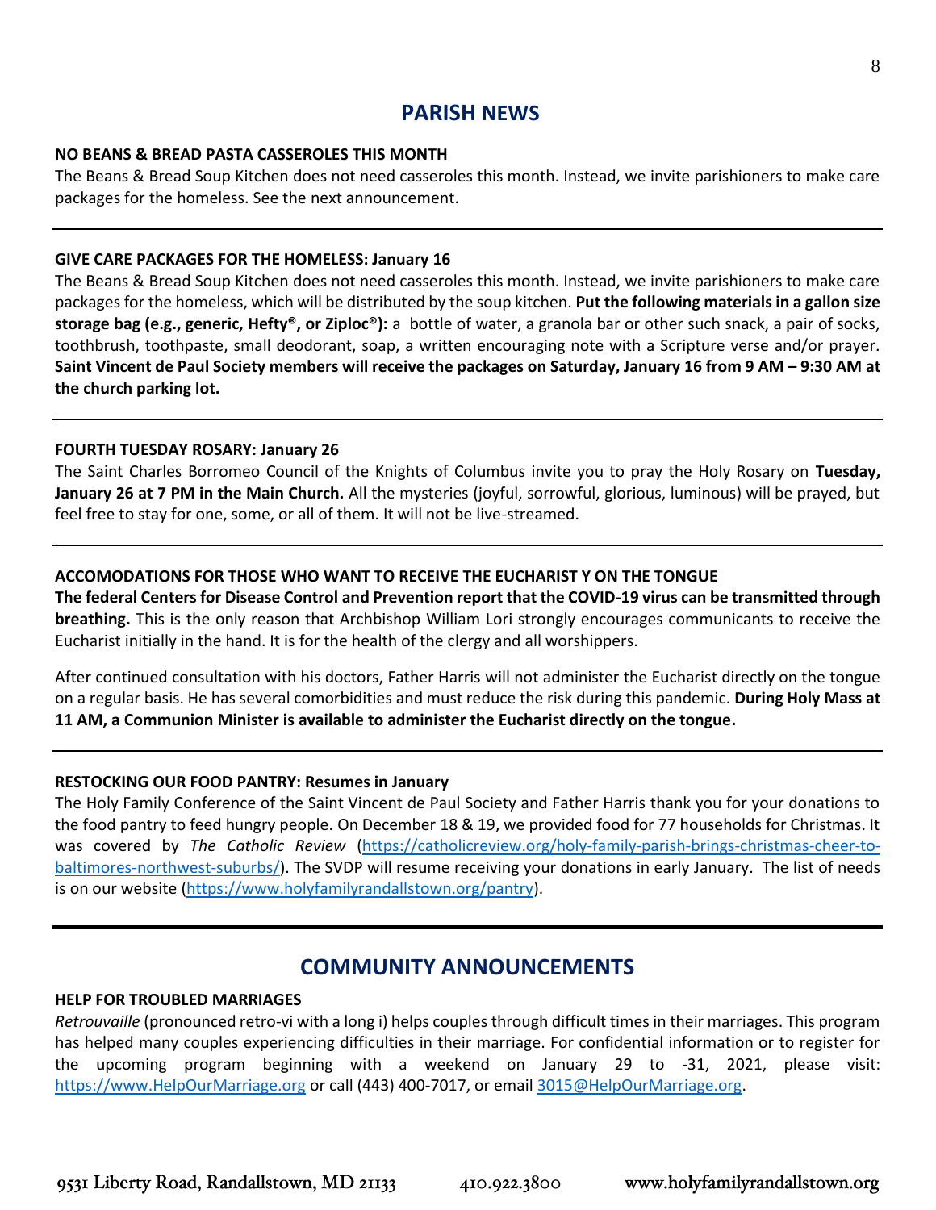# PARISH NEWS

**NO BEANS & BREAD PASTA CASSEROLES THIS MONTH**

The Beans & Bread Soup Kitchen does not need casseroles this month. Instead, we invite parishioners to make care packages for the homeless. See the next announcement.

---

**GIVE CARE PACKAGES FOR THE HOMELESS: January 16**

The Beans & Bread Soup Kitchen does not need casseroles this month. Instead, we invite parishioners to make care packages for the homeless, which will be distributed by the soup kitchen. **Put the following materials in a gallon size storage bag (e.g., generic, Hefty®, or Ziploc®):** a bottle of water, a granola bar or other such snack, a pair of socks, toothbrush, toothpaste, small deodorant, soap, a written encouraging note with a Scripture verse and/or prayer. **Saint Vincent de Paul Society members will receive the packages on Saturday, January 16 from 9 AM – 9:30 AM at the church parking lot.**

---

**FOURTH TUESDAY ROSARY: January 26**

The Saint Charles Borromeo Council of the Knights of Columbus invite you to pray the Holy Rosary on **Tuesday, January 26 at 7 PM in the Main Church.** All the mysteries (joyful, sorrowful, glorious, luminous) will be prayed, but feel free to stay for one, some, or all of them. It will not be live-streamed.

---

**ACCOMODATIONS FOR THOSE WHO WANT TO RECEIVE THE EUCHARIST Y ON THE TONGUE**

**The federal Centers for Disease Control and Prevention report that the COVID-19 virus can be transmitted through breathing.** This is the only reason that Archbishop William Lori strongly encourages communicants to receive the Eucharist initially in the hand. It is for the health of the clergy and all worshippers.

After continued consultation with his doctors, Father Harris will not administer the Eucharist directly on the tongue on a regular basis. He has several comorbidities and must reduce the risk during this pandemic. **During Holy Mass at 11 AM, a Communion Minister is available to administer the Eucharist directly on the tongue.**

---

**RESTOCKING OUR FOOD PANTRY: Resumes in January**

The Holy Family Conference of the Saint Vincent de Paul Society and Father Harris thank you for your donations to the food pantry to feed hungry people. On December 18 & 19, we provided food for 77 households for Christmas. It was covered by *The Catholic Review* (https://catholicreview.org/holy-family-parish-brings-christmas-cheer-to-baltimores-northwest-suburbs/). The SVDP will resume receiving your donations in early January. The list of needs is on our website (https://www.holyfamilyrandallstown.org/pantry).

---

# COMMUNITY ANNOUNCEMENTS

**HELP FOR TROUBLED MARRIAGES**

*Retrouvaille* (pronounced retro-vi with a long i) helps couples through difficult times in their marriages. This program has helped many couples experiencing difficulties in their marriage. For confidential information or to register for the upcoming program beginning with a weekend on January 29 to -31, 2021, please visit: https://www.HelpOurMarriage.org or call (443) 400-7017, or email 3015@HelpOurMarriage.org.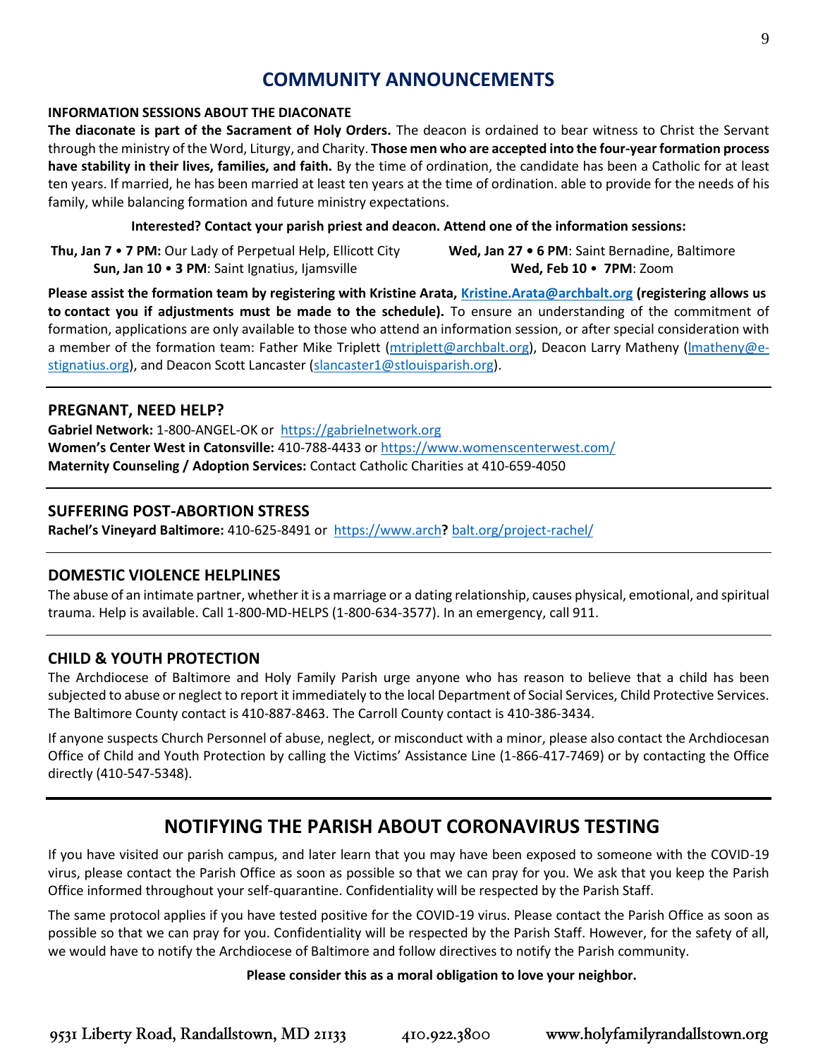# COMMUNITY ANNOUNCEMENTS

### INFORMATION SESSIONS ABOUT THE DIACONATE

**The diaconate is part of the Sacrament of Holy Orders.** The deacon is ordained to bear witness to Christ the Servant through the ministry of the Word, Liturgy, and Charity. **Those men who are accepted into the four-year formation process have stability in their lives, families, and faith.** By the time of ordination, the candidate has been a Catholic for at least ten years. If married, he has been married at least ten years at the time of ordination. able to provide for the needs of his family, while balancing formation and future ministry expectations.

**Interested? Contact your parish priest and deacon. Attend one of the information sessions:**

**Thu, Jan 7 • 7 PM:** Our Lady of Perpetual Help, Ellicott City
**Sun, Jan 10 • 3 PM**: Saint Ignatius, Ijamsville
**Wed, Jan 27 • 6 PM**: Saint Bernadine, Baltimore
**Wed, Feb 10 • 7PM**: Zoom

**Please assist the formation team by registering with Kristine Arata, Kristine.Arata@archbalt.org (registering allows us to contact you if adjustments must be made to the schedule).** To ensure an understanding of the commitment of formation, applications are only available to those who attend an information session, or after special consideration with a member of the formation team: Father Mike Triplett (mtriplett@archbalt.org), Deacon Larry Matheny (lmatheny@e-stignatius.org), and Deacon Scott Lancaster (slancaster1@stlouisparish.org).

---

## PREGNANT, NEED HELP?

**Gabriel Network:** 1-800-ANGEL-OK or https://gabrielnetwork.org
**Women's Center West in Catonsville:** 410-788-4433 or https://www.womenscenterwest.com/
**Maternity Counseling / Adoption Services:** Contact Catholic Charities at 410-659-4050

---

## SUFFERING POST-ABORTION STRESS

**Rachel's Vineyard Baltimore:** 410-625-8491 or https://www.arch**?** balt.org/project-rachel/

---

## DOMESTIC VIOLENCE HELPLINES

The abuse of an intimate partner, whether it is a marriage or a dating relationship, causes physical, emotional, and spiritual trauma. Help is available. Call 1-800-MD-HELPS (1-800-634-3577). In an emergency, call 911.

---

## CHILD & YOUTH PROTECTION

The Archdiocese of Baltimore and Holy Family Parish urge anyone who has reason to believe that a child has been subjected to abuse or neglect to report it immediately to the local Department of Social Services, Child Protective Services. The Baltimore County contact is 410-887-8463. The Carroll County contact is 410-386-3434.

If anyone suspects Church Personnel of abuse, neglect, or misconduct with a minor, please also contact the Archdiocesan Office of Child and Youth Protection by calling the Victims' Assistance Line (1-866-417-7469) or by contacting the Office directly (410-547-5348).

---

# NOTIFYING THE PARISH ABOUT CORONAVIRUS TESTING

If you have visited our parish campus, and later learn that you may have been exposed to someone with the COVID-19 virus, please contact the Parish Office as soon as possible so that we can pray for you. We ask that you keep the Parish Office informed throughout your self-quarantine. Confidentiality will be respected by the Parish Staff.

The same protocol applies if you have tested positive for the COVID-19 virus. Please contact the Parish Office as soon as possible so that we can pray for you. Confidentiality will be respected by the Parish Staff. However, for the safety of all, we would have to notify the Archdiocese of Baltimore and follow directives to notify the Parish community.

**Please consider this as a moral obligation to love your neighbor.**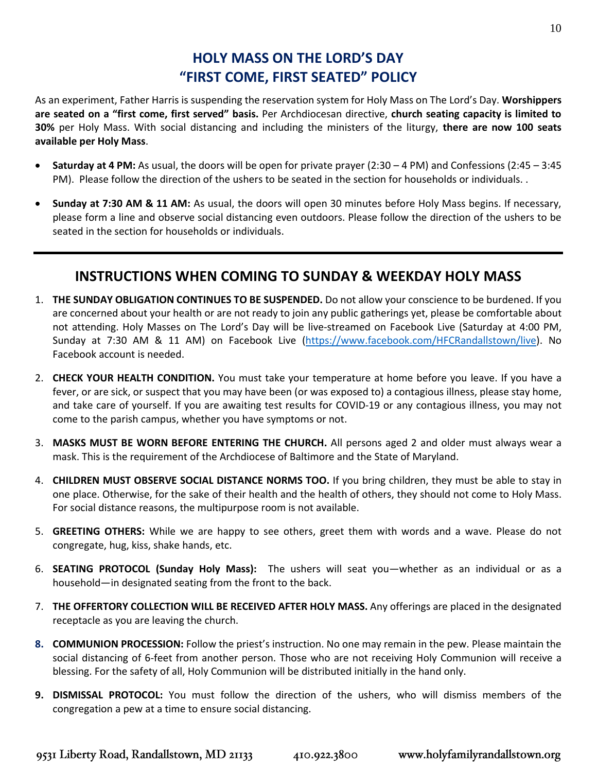# HOLY MASS ON THE LORD'S DAY
# "FIRST COME, FIRST SEATED" POLICY

As an experiment, Father Harris is suspending the reservation system for Holy Mass on The Lord's Day. **Worshippers are seated on a "first come, first served" basis.** Per Archdiocesan directive, **church seating capacity is limited to 30%** per Holy Mass. With social distancing and including the ministers of the liturgy, **there are now 100 seats available per Holy Mass**.

- **Saturday at 4 PM:** As usual, the doors will be open for private prayer (2:30 – 4 PM) and Confessions (2:45 – 3:45 PM). Please follow the direction of the ushers to be seated in the section for households or individuals. .
- **Sunday at 7:30 AM & 11 AM:** As usual, the doors will open 30 minutes before Holy Mass begins. If necessary, please form a line and observe social distancing even outdoors. Please follow the direction of the ushers to be seated in the section for households or individuals.

---

## INSTRUCTIONS WHEN COMING TO SUNDAY & WEEKDAY HOLY MASS

1. **THE SUNDAY OBLIGATION CONTINUES TO BE SUSPENDED.** Do not allow your conscience to be burdened. If you are concerned about your health or are not ready to join any public gatherings yet, please be comfortable about not attending. Holy Masses on The Lord's Day will be live-streamed on Facebook Live (Saturday at 4:00 PM, Sunday at 7:30 AM & 11 AM) on Facebook Live (https://www.facebook.com/HFCRandallstown/live). No Facebook account is needed.
2. **CHECK YOUR HEALTH CONDITION.** You must take your temperature at home before you leave. If you have a fever, or are sick, or suspect that you may have been (or was exposed to) a contagious illness, please stay home, and take care of yourself. If you are awaiting test results for COVID-19 or any contagious illness, you may not come to the parish campus, whether you have symptoms or not.
3. **MASKS MUST BE WORN BEFORE ENTERING THE CHURCH.** All persons aged 2 and older must always wear a mask. This is the requirement of the Archdiocese of Baltimore and the State of Maryland.
4. **CHILDREN MUST OBSERVE SOCIAL DISTANCE NORMS TOO.** If you bring children, they must be able to stay in one place. Otherwise, for the sake of their health and the health of others, they should not come to Holy Mass. For social distance reasons, the multipurpose room is not available.
5. **GREETING OTHERS:** While we are happy to see others, greet them with words and a wave. Please do not congregate, hug, kiss, shake hands, etc.
6. **SEATING PROTOCOL (Sunday Holy Mass):** The ushers will seat you—whether as an individual or as a household—in designated seating from the front to the back.
7. **THE OFFERTORY COLLECTION WILL BE RECEIVED AFTER HOLY MASS.** Any offerings are placed in the designated receptacle as you are leaving the church.
8. **COMMUNION PROCESSION:** Follow the priest's instruction. No one may remain in the pew. Please maintain the social distancing of 6-feet from another person. Those who are not receiving Holy Communion will receive a blessing. For the safety of all, Holy Communion will be distributed initially in the hand only.
9. **DISMISSAL PROTOCOL:** You must follow the direction of the ushers, who will dismiss members of the congregation a pew at a time to ensure social distancing.

9531 Liberty Road, Randallstown, MD 21133    410.922.3800    www.holyfamilyrandallstown.org